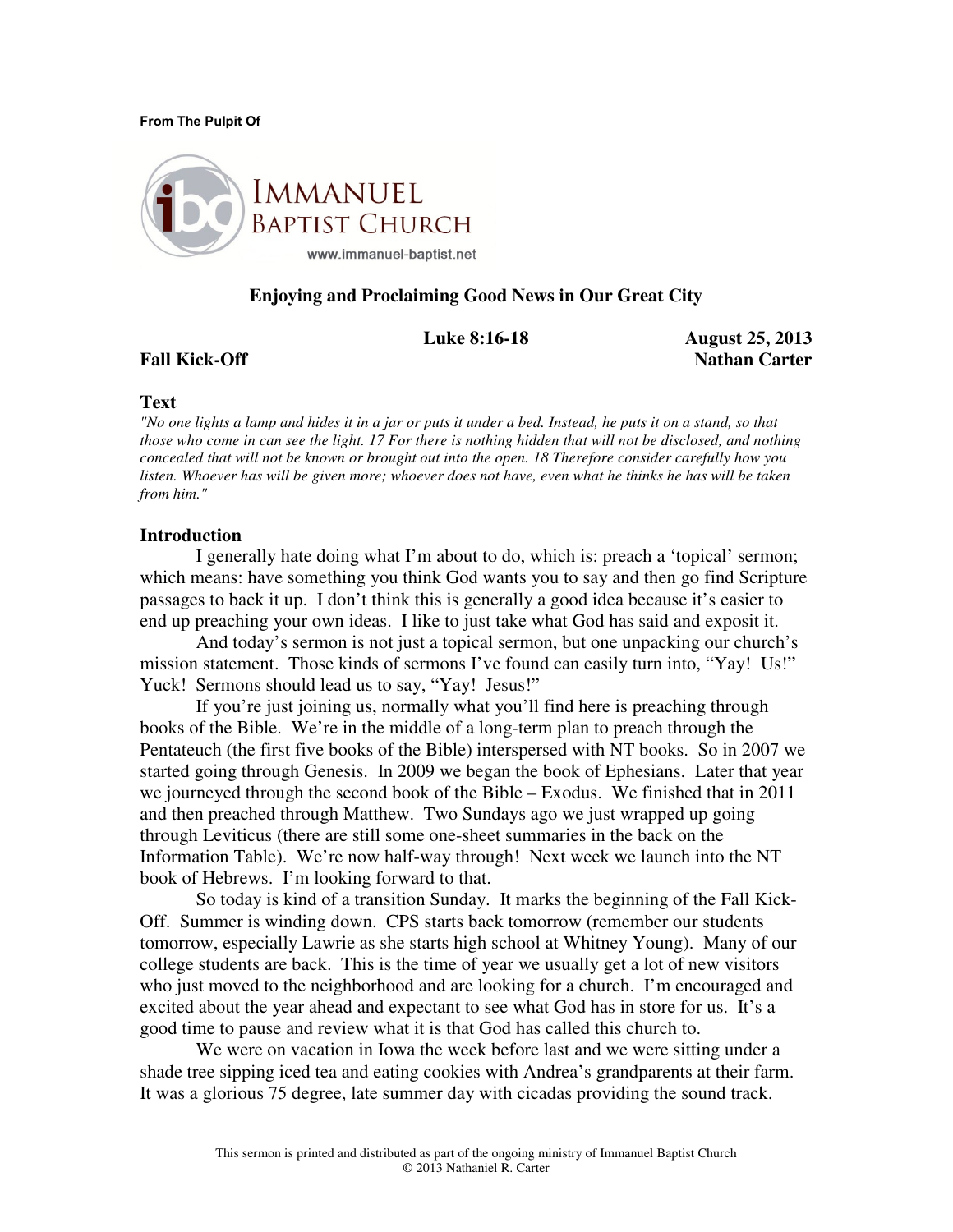From The Pulpit Of

IMMANUEL BAPTIST CHURCH

www.immanuel-baptist.net

# Enjoying and Proclaiming Good News in Our Great City

**Luke 8:16-18** **August 25, 2013**

**Fall Kick-Off** **Nathan Carter**

## Text

*"No one lights a lamp and hides it in a jar or puts it under a bed. Instead, he puts it on a stand, so that those who come in can see the light. 17 For there is nothing hidden that will not be disclosed, and nothing concealed that will not be known or brought out into the open. 18 Therefore consider carefully how you listen. Whoever has will be given more; whoever does not have, even what he thinks he has will be taken from him."*

## Introduction

I generally hate doing what I'm about to do, which is: preach a 'topical' sermon; which means: have something you think God wants you to say and then go find Scripture passages to back it up. I don't think this is generally a good idea because it's easier to end up preaching your own ideas. I like to just take what God has said and exposit it.

And today's sermon is not just a topical sermon, but one unpacking our church's mission statement. Those kinds of sermons I've found can easily turn into, "Yay! Us!" Yuck! Sermons should lead us to say, "Yay! Jesus!"

If you're just joining us, normally what you'll find here is preaching through books of the Bible. We're in the middle of a long-term plan to preach through the Pentateuch (the first five books of the Bible) interspersed with NT books. So in 2007 we started going through Genesis. In 2009 we began the book of Ephesians. Later that year we journeyed through the second book of the Bible – Exodus. We finished that in 2011 and then preached through Matthew. Two Sundays ago we just wrapped up going through Leviticus (there are still some one-sheet summaries in the back on the Information Table). We're now half-way through! Next week we launch into the NT book of Hebrews. I'm looking forward to that.

So today is kind of a transition Sunday. It marks the beginning of the Fall Kick-Off. Summer is winding down. CPS starts back tomorrow (remember our students tomorrow, especially Lawrie as she starts high school at Whitney Young). Many of our college students are back. This is the time of year we usually get a lot of new visitors who just moved to the neighborhood and are looking for a church. I'm encouraged and excited about the year ahead and expectant to see what God has in store for us. It's a good time to pause and review what it is that God has called this church to.

We were on vacation in Iowa the week before last and we were sitting under a shade tree sipping iced tea and eating cookies with Andrea's grandparents at their farm. It was a glorious 75 degree, late summer day with cicadas providing the sound track.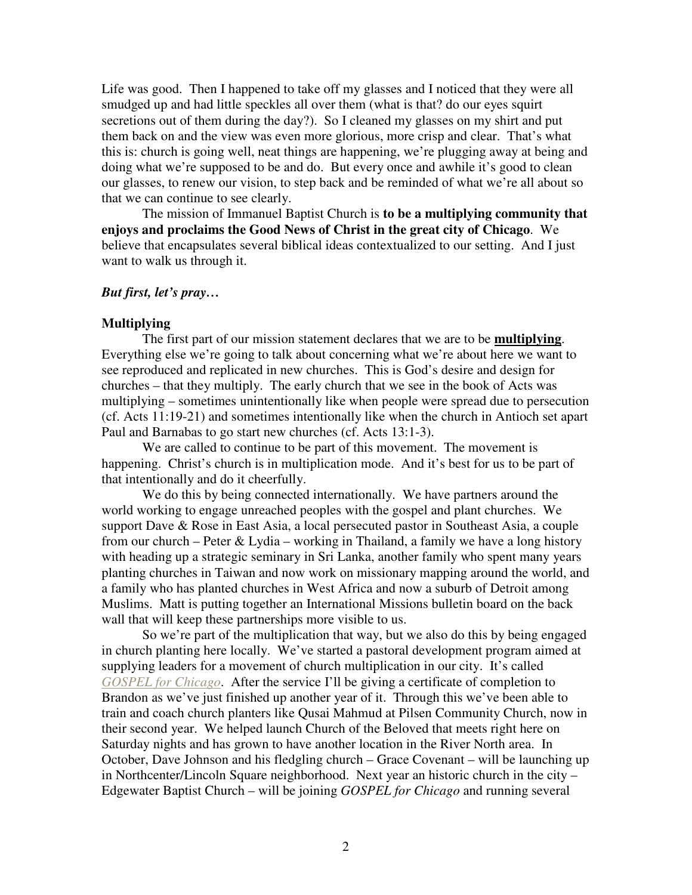Life was good. Then I happened to take off my glasses and I noticed that they were all smudged up and had little speckles all over them (what is that? do our eyes squirt secretions out of them during the day?). So I cleaned my glasses on my shirt and put them back on and the view was even more glorious, more crisp and clear. That's what this is: church is going well, neat things are happening, we're plugging away at being and doing what we're supposed to be and do. But every once and awhile it's good to clean our glasses, to renew our vision, to step back and be reminded of what we're all about so that we can continue to see clearly.

The mission of Immanuel Baptist Church is **to be a multiplying community that enjoys and proclaims the Good News of Christ in the great city of Chicago**. We believe that encapsulates several biblical ideas contextualized to our setting. And I just want to walk us through it.

***But first, let's pray…***

**Multiplying**

The first part of our mission statement declares that we are to be **multiplying**. Everything else we're going to talk about concerning what we're about here we want to see reproduced and replicated in new churches. This is God's desire and design for churches – that they multiply. The early church that we see in the book of Acts was multiplying – sometimes unintentionally like when people were spread due to persecution (cf. Acts 11:19-21) and sometimes intentionally like when the church in Antioch set apart Paul and Barnabas to go start new churches (cf. Acts 13:1-3).

We are called to continue to be part of this movement. The movement is happening. Christ's church is in multiplication mode. And it's best for us to be part of that intentionally and do it cheerfully.

We do this by being connected internationally. We have partners around the world working to engage unreached peoples with the gospel and plant churches. We support Dave & Rose in East Asia, a local persecuted pastor in Southeast Asia, a couple from our church – Peter & Lydia – working in Thailand, a family we have a long history with heading up a strategic seminary in Sri Lanka, another family who spent many years planting churches in Taiwan and now work on missionary mapping around the world, and a family who has planted churches in West Africa and now a suburb of Detroit among Muslims. Matt is putting together an International Missions bulletin board on the back wall that will keep these partnerships more visible to us.

So we're part of the multiplication that way, but we also do this by being engaged in church planting here locally. We've started a pastoral development program aimed at supplying leaders for a movement of church multiplication in our city. It's called *GOSPEL for Chicago*. After the service I'll be giving a certificate of completion to Brandon as we've just finished up another year of it. Through this we've been able to train and coach church planters like Qusai Mahmud at Pilsen Community Church, now in their second year. We helped launch Church of the Beloved that meets right here on Saturday nights and has grown to have another location in the River North area. In October, Dave Johnson and his fledgling church – Grace Covenant – will be launching up in Northcenter/Lincoln Square neighborhood. Next year an historic church in the city – Edgewater Baptist Church – will be joining *GOSPEL for Chicago* and running several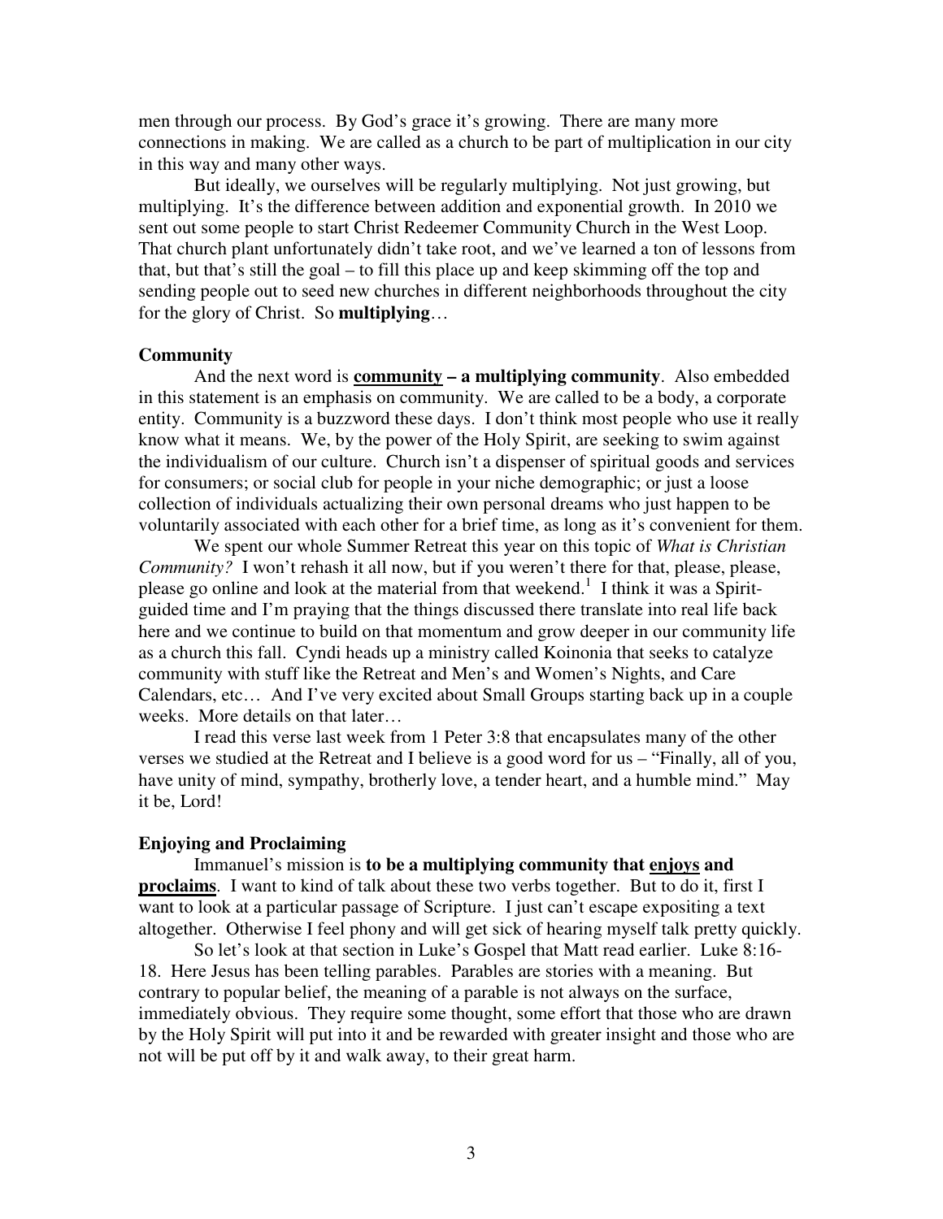men through our process. By God's grace it's growing. There are many more connections in making. We are called as a church to be part of multiplication in our city in this way and many other ways.

But ideally, we ourselves will be regularly multiplying. Not just growing, but multiplying. It's the difference between addition and exponential growth. In 2010 we sent out some people to start Christ Redeemer Community Church in the West Loop. That church plant unfortunately didn't take root, and we've learned a ton of lessons from that, but that's still the goal – to fill this place up and keep skimming off the top and sending people out to seed new churches in different neighborhoods throughout the city for the glory of Christ. So **multiplying**…

**Community**

And the next word is **community – a multiplying community**. Also embedded in this statement is an emphasis on community. We are called to be a body, a corporate entity. Community is a buzzword these days. I don't think most people who use it really know what it means. We, by the power of the Holy Spirit, are seeking to swim against the individualism of our culture. Church isn't a dispenser of spiritual goods and services for consumers; or social club for people in your niche demographic; or just a loose collection of individuals actualizing their own personal dreams who just happen to be voluntarily associated with each other for a brief time, as long as it's convenient for them.

We spent our whole Summer Retreat this year on this topic of *What is Christian Community?* I won't rehash it all now, but if you weren't there for that, please, please, please go online and look at the material from that weekend.[1] I think it was a Spirit-guided time and I'm praying that the things discussed there translate into real life back here and we continue to build on that momentum and grow deeper in our community life as a church this fall. Cyndi heads up a ministry called Koinonia that seeks to catalyze community with stuff like the Retreat and Men's and Women's Nights, and Care Calendars, etc… And I've very excited about Small Groups starting back up in a couple weeks. More details on that later…

I read this verse last week from 1 Peter 3:8 that encapsulates many of the other verses we studied at the Retreat and I believe is a good word for us – "Finally, all of you, have unity of mind, sympathy, brotherly love, a tender heart, and a humble mind." May it be, Lord!

**Enjoying and Proclaiming**

Immanuel's mission is **to be a multiplying community that enjoys and proclaims**. I want to kind of talk about these two verbs together. But to do it, first I want to look at a particular passage of Scripture. I just can't escape expositing a text altogether. Otherwise I feel phony and will get sick of hearing myself talk pretty quickly.

So let's look at that section in Luke's Gospel that Matt read earlier. Luke 8:16-18. Here Jesus has been telling parables. Parables are stories with a meaning. But contrary to popular belief, the meaning of a parable is not always on the surface, immediately obvious. They require some thought, some effort that those who are drawn by the Holy Spirit will put into it and be rewarded with greater insight and those who are not will be put off by it and walk away, to their great harm.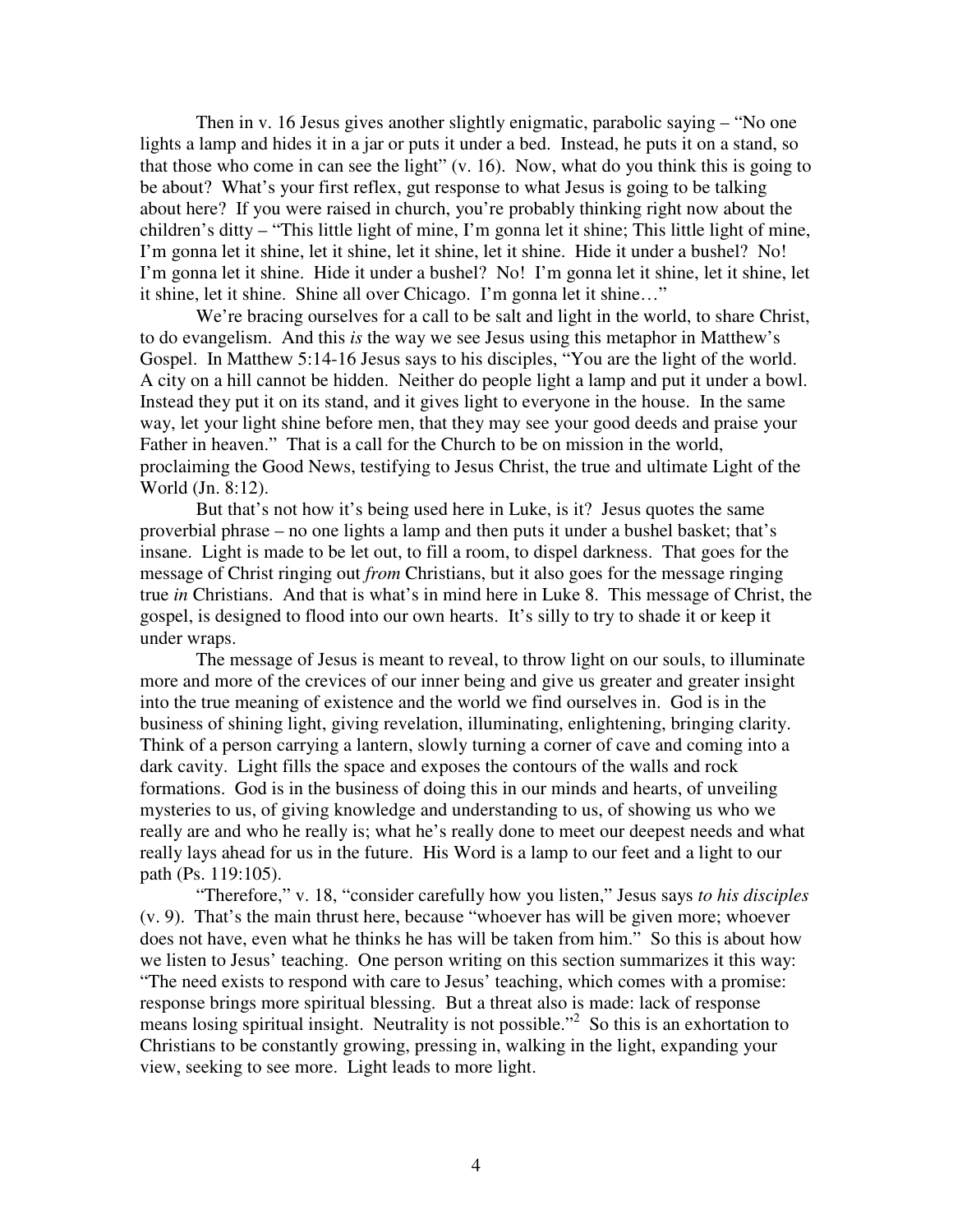Then in v. 16 Jesus gives another slightly enigmatic, parabolic saying – "No one lights a lamp and hides it in a jar or puts it under a bed. Instead, he puts it on a stand, so that those who come in can see the light" (v. 16). Now, what do you think this is going to be about? What's your first reflex, gut response to what Jesus is going to be talking about here? If you were raised in church, you're probably thinking right now about the children's ditty – "This little light of mine, I'm gonna let it shine; This little light of mine, I'm gonna let it shine, let it shine, let it shine, let it shine. Hide it under a bushel? No! I'm gonna let it shine. Hide it under a bushel? No! I'm gonna let it shine, let it shine, let it shine, let it shine. Shine all over Chicago. I'm gonna let it shine…"

We're bracing ourselves for a call to be salt and light in the world, to share Christ, to do evangelism. And this *is* the way we see Jesus using this metaphor in Matthew's Gospel. In Matthew 5:14-16 Jesus says to his disciples, "You are the light of the world. A city on a hill cannot be hidden. Neither do people light a lamp and put it under a bowl. Instead they put it on its stand, and it gives light to everyone in the house. In the same way, let your light shine before men, that they may see your good deeds and praise your Father in heaven." That is a call for the Church to be on mission in the world, proclaiming the Good News, testifying to Jesus Christ, the true and ultimate Light of the World (Jn. 8:12).

But that's not how it's being used here in Luke, is it? Jesus quotes the same proverbial phrase – no one lights a lamp and then puts it under a bushel basket; that's insane. Light is made to be let out, to fill a room, to dispel darkness. That goes for the message of Christ ringing out *from* Christians, but it also goes for the message ringing true *in* Christians. And that is what's in mind here in Luke 8. This message of Christ, the gospel, is designed to flood into our own hearts. It's silly to try to shade it or keep it under wraps.

The message of Jesus is meant to reveal, to throw light on our souls, to illuminate more and more of the crevices of our inner being and give us greater and greater insight into the true meaning of existence and the world we find ourselves in. God is in the business of shining light, giving revelation, illuminating, enlightening, bringing clarity. Think of a person carrying a lantern, slowly turning a corner of cave and coming into a dark cavity. Light fills the space and exposes the contours of the walls and rock formations. God is in the business of doing this in our minds and hearts, of unveiling mysteries to us, of giving knowledge and understanding to us, of showing us who we really are and who he really is; what he's really done to meet our deepest needs and what really lays ahead for us in the future. His Word is a lamp to our feet and a light to our path (Ps. 119:105).

"Therefore," v. 18, "consider carefully how you listen," Jesus says *to his disciples* (v. 9). That's the main thrust here, because "whoever has will be given more; whoever does not have, even what he thinks he has will be taken from him." So this is about how we listen to Jesus' teaching. One person writing on this section summarizes it this way: "The need exists to respond with care to Jesus' teaching, which comes with a promise: response brings more spiritual blessing. But a threat also is made: lack of response means losing spiritual insight. Neutrality is not possible."[2] So this is an exhortation to Christians to be constantly growing, pressing in, walking in the light, expanding your view, seeking to see more. Light leads to more light.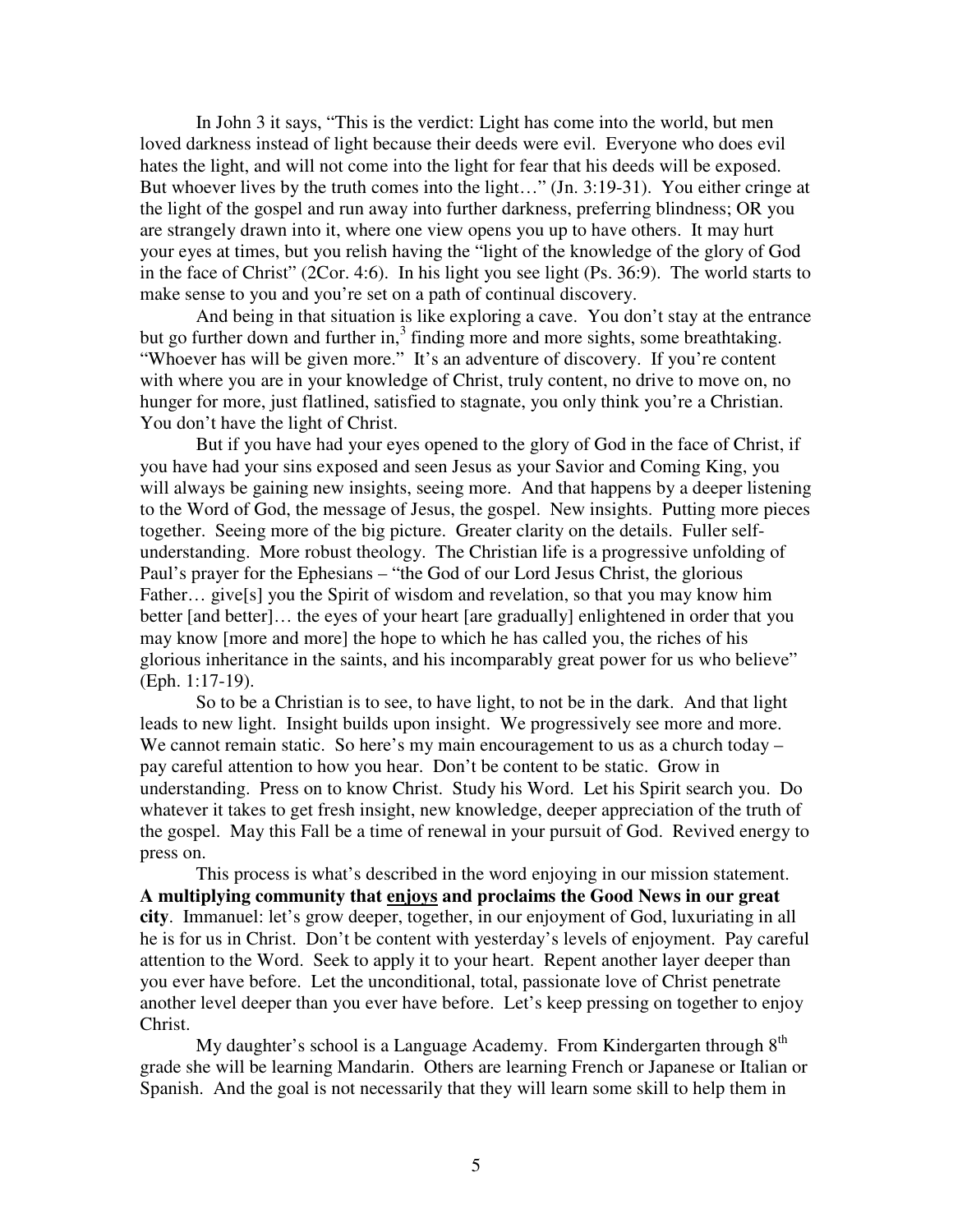In John 3 it says, "This is the verdict: Light has come into the world, but men loved darkness instead of light because their deeds were evil. Everyone who does evil hates the light, and will not come into the light for fear that his deeds will be exposed. But whoever lives by the truth comes into the light…" (Jn. 3:19-31). You either cringe at the light of the gospel and run away into further darkness, preferring blindness; OR you are strangely drawn into it, where one view opens you up to have others. It may hurt your eyes at times, but you relish having the "light of the knowledge of the glory of God in the face of Christ" (2Cor. 4:6). In his light you see light (Ps. 36:9). The world starts to make sense to you and you're set on a path of continual discovery.

And being in that situation is like exploring a cave. You don't stay at the entrance but go further down and further in,[3] finding more and more sights, some breathtaking. "Whoever has will be given more." It's an adventure of discovery. If you're content with where you are in your knowledge of Christ, truly content, no drive to move on, no hunger for more, just flatlined, satisfied to stagnate, you only think you're a Christian. You don't have the light of Christ.

But if you have had your eyes opened to the glory of God in the face of Christ, if you have had your sins exposed and seen Jesus as your Savior and Coming King, you will always be gaining new insights, seeing more. And that happens by a deeper listening to the Word of God, the message of Jesus, the gospel. New insights. Putting more pieces together. Seeing more of the big picture. Greater clarity on the details. Fuller self-understanding. More robust theology. The Christian life is a progressive unfolding of Paul's prayer for the Ephesians – "the God of our Lord Jesus Christ, the glorious Father… give[s] you the Spirit of wisdom and revelation, so that you may know him better [and better]… the eyes of your heart [are gradually] enlightened in order that you may know [more and more] the hope to which he has called you, the riches of his glorious inheritance in the saints, and his incomparably great power for us who believe" (Eph. 1:17-19).

So to be a Christian is to see, to have light, to not be in the dark. And that light leads to new light. Insight builds upon insight. We progressively see more and more. We cannot remain static. So here's my main encouragement to us as a church today – pay careful attention to how you hear. Don't be content to be static. Grow in understanding. Press on to know Christ. Study his Word. Let his Spirit search you. Do whatever it takes to get fresh insight, new knowledge, deeper appreciation of the truth of the gospel. May this Fall be a time of renewal in your pursuit of God. Revived energy to press on.

This process is what's described in the word enjoying in our mission statement. **A multiplying community that <u>enjoys</u> and proclaims the Good News in our great city**. Immanuel: let's grow deeper, together, in our enjoyment of God, luxuriating in all he is for us in Christ. Don't be content with yesterday's levels of enjoyment. Pay careful attention to the Word. Seek to apply it to your heart. Repent another layer deeper than you ever have before. Let the unconditional, total, passionate love of Christ penetrate another level deeper than you ever have before. Let's keep pressing on together to enjoy Christ.

My daughter's school is a Language Academy. From Kindergarten through 8th grade she will be learning Mandarin. Others are learning French or Japanese or Italian or Spanish. And the goal is not necessarily that they will learn some skill to help them in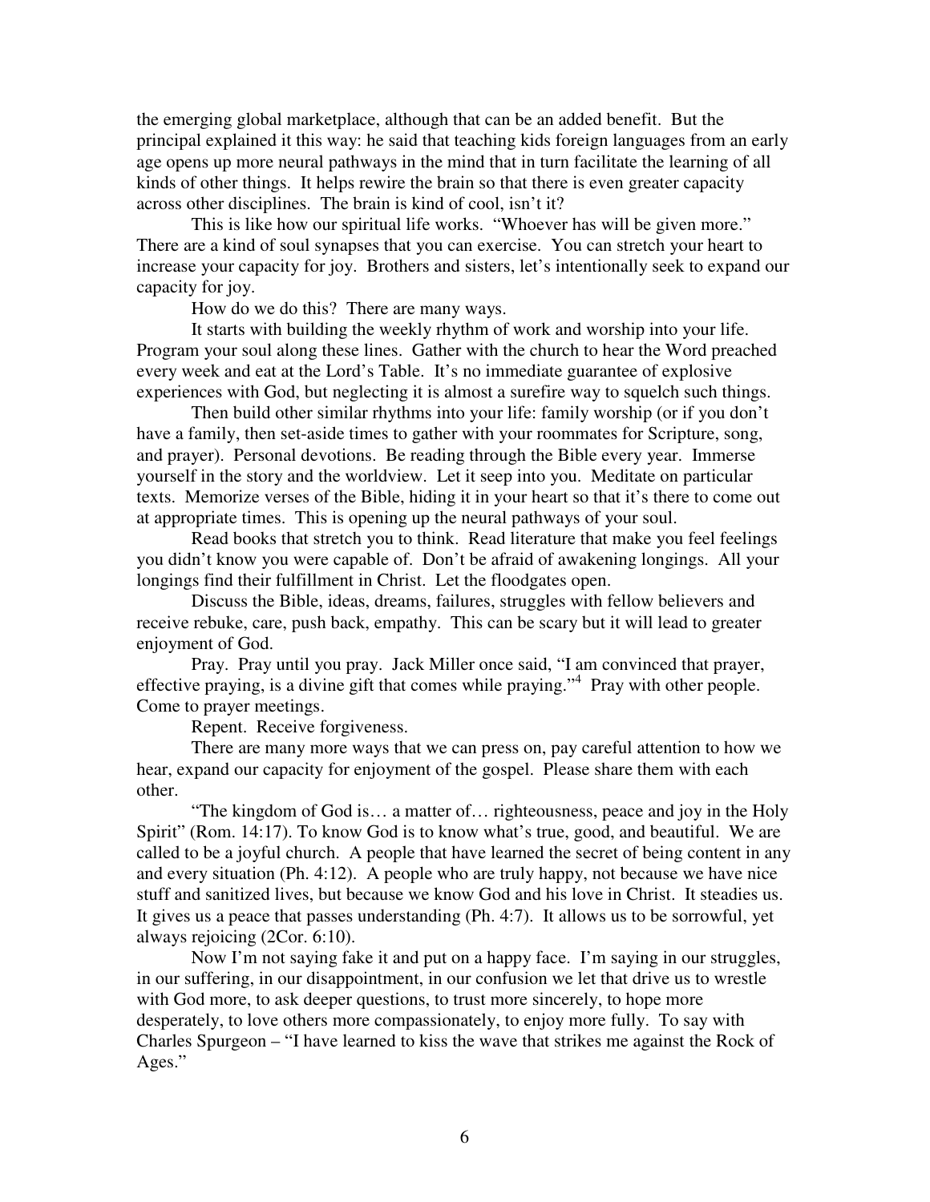the emerging global marketplace, although that can be an added benefit. But the principal explained it this way: he said that teaching kids foreign languages from an early age opens up more neural pathways in the mind that in turn facilitate the learning of all kinds of other things. It helps rewire the brain so that there is even greater capacity across other disciplines. The brain is kind of cool, isn't it?

This is like how our spiritual life works. "Whoever has will be given more." There are a kind of soul synapses that you can exercise. You can stretch your heart to increase your capacity for joy. Brothers and sisters, let's intentionally seek to expand our capacity for joy.

How do we do this? There are many ways.

It starts with building the weekly rhythm of work and worship into your life. Program your soul along these lines. Gather with the church to hear the Word preached every week and eat at the Lord's Table. It's no immediate guarantee of explosive experiences with God, but neglecting it is almost a surefire way to squelch such things.

Then build other similar rhythms into your life: family worship (or if you don't have a family, then set-aside times to gather with your roommates for Scripture, song, and prayer). Personal devotions. Be reading through the Bible every year. Immerse yourself in the story and the worldview. Let it seep into you. Meditate on particular texts. Memorize verses of the Bible, hiding it in your heart so that it's there to come out at appropriate times. This is opening up the neural pathways of your soul.

Read books that stretch you to think. Read literature that make you feel feelings you didn't know you were capable of. Don't be afraid of awakening longings. All your longings find their fulfillment in Christ. Let the floodgates open.

Discuss the Bible, ideas, dreams, failures, struggles with fellow believers and receive rebuke, care, push back, empathy. This can be scary but it will lead to greater enjoyment of God.

Pray. Pray until you pray. Jack Miller once said, "I am convinced that prayer, effective praying, is a divine gift that comes while praying."[4] Pray with other people. Come to prayer meetings.

Repent. Receive forgiveness.

There are many more ways that we can press on, pay careful attention to how we hear, expand our capacity for enjoyment of the gospel. Please share them with each other.

"The kingdom of God is… a matter of… righteousness, peace and joy in the Holy Spirit" (Rom. 14:17). To know God is to know what's true, good, and beautiful. We are called to be a joyful church. A people that have learned the secret of being content in any and every situation (Ph. 4:12). A people who are truly happy, not because we have nice stuff and sanitized lives, but because we know God and his love in Christ. It steadies us. It gives us a peace that passes understanding (Ph. 4:7). It allows us to be sorrowful, yet always rejoicing (2Cor. 6:10).

Now I'm not saying fake it and put on a happy face. I'm saying in our struggles, in our suffering, in our disappointment, in our confusion we let that drive us to wrestle with God more, to ask deeper questions, to trust more sincerely, to hope more desperately, to love others more compassionately, to enjoy more fully. To say with Charles Spurgeon – "I have learned to kiss the wave that strikes me against the Rock of Ages."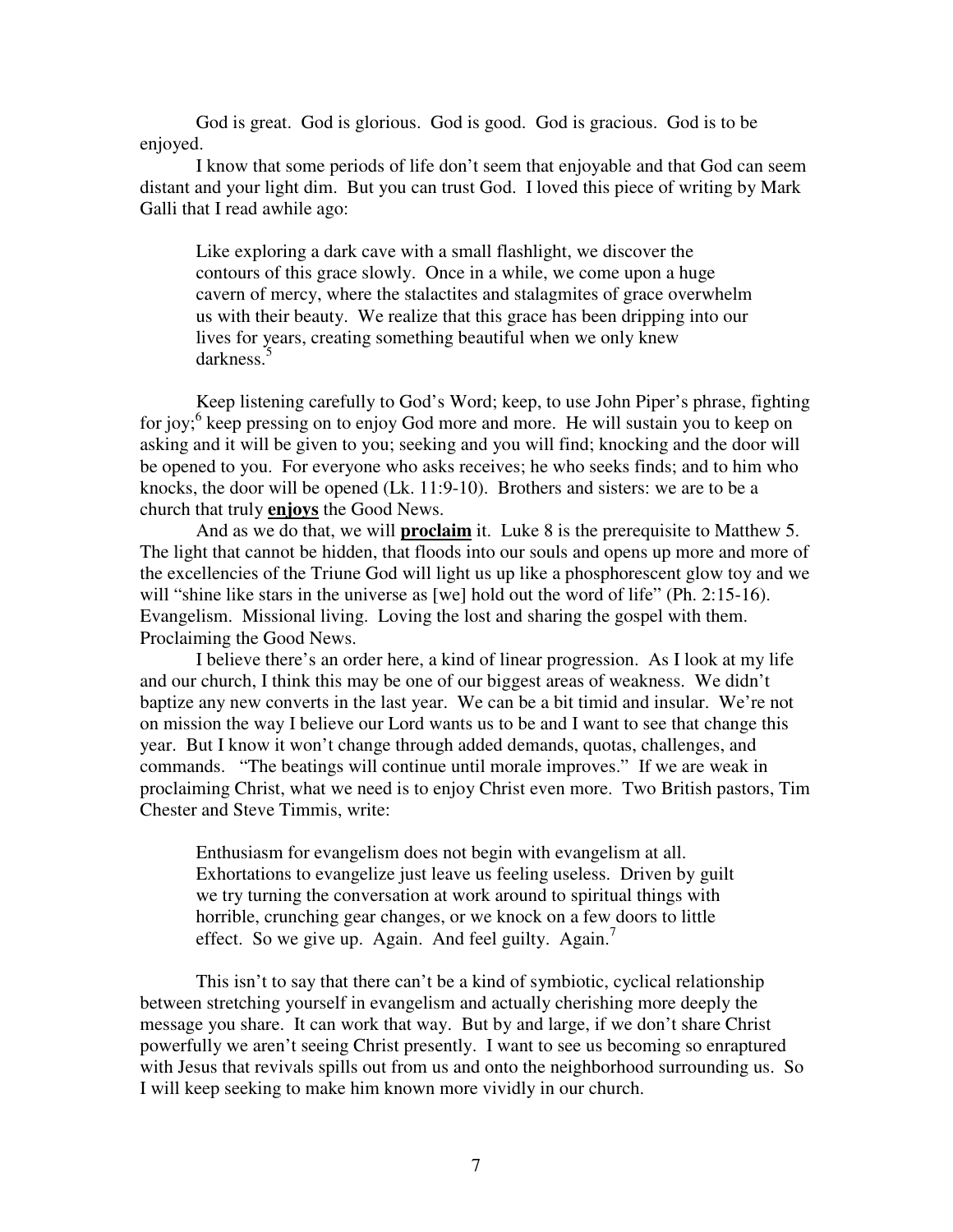God is great. God is glorious. God is good. God is gracious. God is to be enjoyed.

I know that some periods of life don't seem that enjoyable and that God can seem distant and your light dim. But you can trust God. I loved this piece of writing by Mark Galli that I read awhile ago:

> Like exploring a dark cave with a small flashlight, we discover the contours of this grace slowly. Once in a while, we come upon a huge cavern of mercy, where the stalactites and stalagmites of grace overwhelm us with their beauty. We realize that this grace has been dripping into our lives for years, creating something beautiful when we only knew darkness.[5]

Keep listening carefully to God's Word; keep, to use John Piper's phrase, fighting for joy;[6] keep pressing on to enjoy God more and more. He will sustain you to keep on asking and it will be given to you; seeking and you will find; knocking and the door will be opened to you. For everyone who asks receives; he who seeks finds; and to him who knocks, the door will be opened (Lk. 11:9-10). Brothers and sisters: we are to be a church that truly **enjoys** the Good News.

And as we do that, we will **proclaim** it. Luke 8 is the prerequisite to Matthew 5. The light that cannot be hidden, that floods into our souls and opens up more and more of the excellencies of the Triune God will light us up like a phosphorescent glow toy and we will "shine like stars in the universe as [we] hold out the word of life" (Ph. 2:15-16). Evangelism. Missional living. Loving the lost and sharing the gospel with them. Proclaiming the Good News.

I believe there's an order here, a kind of linear progression. As I look at my life and our church, I think this may be one of our biggest areas of weakness. We didn't baptize any new converts in the last year. We can be a bit timid and insular. We're not on mission the way I believe our Lord wants us to be and I want to see that change this year. But I know it won't change through added demands, quotas, challenges, and commands. "The beatings will continue until morale improves." If we are weak in proclaiming Christ, what we need is to enjoy Christ even more. Two British pastors, Tim Chester and Steve Timmis, write:

> Enthusiasm for evangelism does not begin with evangelism at all. Exhortations to evangelize just leave us feeling useless. Driven by guilt we try turning the conversation at work around to spiritual things with horrible, crunching gear changes, or we knock on a few doors to little effect. So we give up. Again. And feel guilty. Again.[7]

This isn't to say that there can't be a kind of symbiotic, cyclical relationship between stretching yourself in evangelism and actually cherishing more deeply the message you share. It can work that way. But by and large, if we don't share Christ powerfully we aren't seeing Christ presently. I want to see us becoming so enraptured with Jesus that revivals spills out from us and onto the neighborhood surrounding us. So I will keep seeking to make him known more vividly in our church.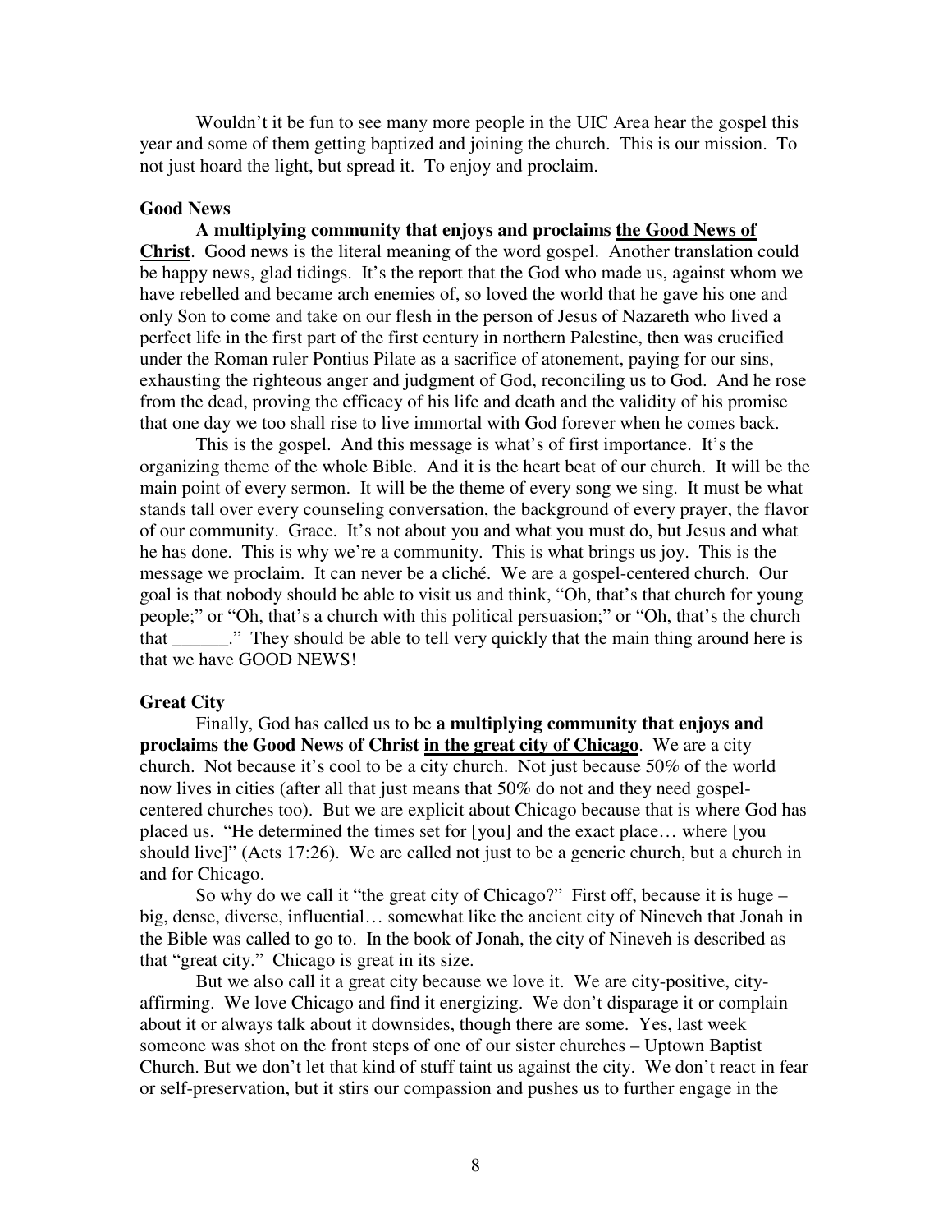Wouldn't it be fun to see many more people in the UIC Area hear the gospel this year and some of them getting baptized and joining the church. This is our mission. To not just hoard the light, but spread it. To enjoy and proclaim.

**Good News**

**A multiplying community that enjoys and proclaims <u>the Good News of Christ</u>**. Good news is the literal meaning of the word gospel. Another translation could be happy news, glad tidings. It's the report that the God who made us, against whom we have rebelled and became arch enemies of, so loved the world that he gave his one and only Son to come and take on our flesh in the person of Jesus of Nazareth who lived a perfect life in the first part of the first century in northern Palestine, then was crucified under the Roman ruler Pontius Pilate as a sacrifice of atonement, paying for our sins, exhausting the righteous anger and judgment of God, reconciling us to God. And he rose from the dead, proving the efficacy of his life and death and the validity of his promise that one day we too shall rise to live immortal with God forever when he comes back.

This is the gospel. And this message is what's of first importance. It's the organizing theme of the whole Bible. And it is the heart beat of our church. It will be the main point of every sermon. It will be the theme of every song we sing. It must be what stands tall over every counseling conversation, the background of every prayer, the flavor of our community. Grace. It's not about you and what you must do, but Jesus and what he has done. This is why we're a community. This is what brings us joy. This is the message we proclaim. It can never be a cliché. We are a gospel-centered church. Our goal is that nobody should be able to visit us and think, "Oh, that's that church for young people;" or "Oh, that's a church with this political persuasion;" or "Oh, that's the church that ______." They should be able to tell very quickly that the main thing around here is that we have GOOD NEWS!

**Great City**

Finally, God has called us to be **a multiplying community that enjoys and proclaims the Good News of Christ <u>in the great city of Chicago</u>**. We are a city church. Not because it's cool to be a city church. Not just because 50% of the world now lives in cities (after all that just means that 50% do not and they need gospel-centered churches too). But we are explicit about Chicago because that is where God has placed us. "He determined the times set for [you] and the exact place… where [you should live]" (Acts 17:26). We are called not just to be a generic church, but a church in and for Chicago.

So why do we call it "the great city of Chicago?" First off, because it is huge – big, dense, diverse, influential… somewhat like the ancient city of Nineveh that Jonah in the Bible was called to go to. In the book of Jonah, the city of Nineveh is described as that "great city." Chicago is great in its size.

But we also call it a great city because we love it. We are city-positive, city-affirming. We love Chicago and find it energizing. We don't disparage it or complain about it or always talk about it downsides, though there are some. Yes, last week someone was shot on the front steps of one of our sister churches – Uptown Baptist Church. But we don't let that kind of stuff taint us against the city. We don't react in fear or self-preservation, but it stirs our compassion and pushes us to further engage in the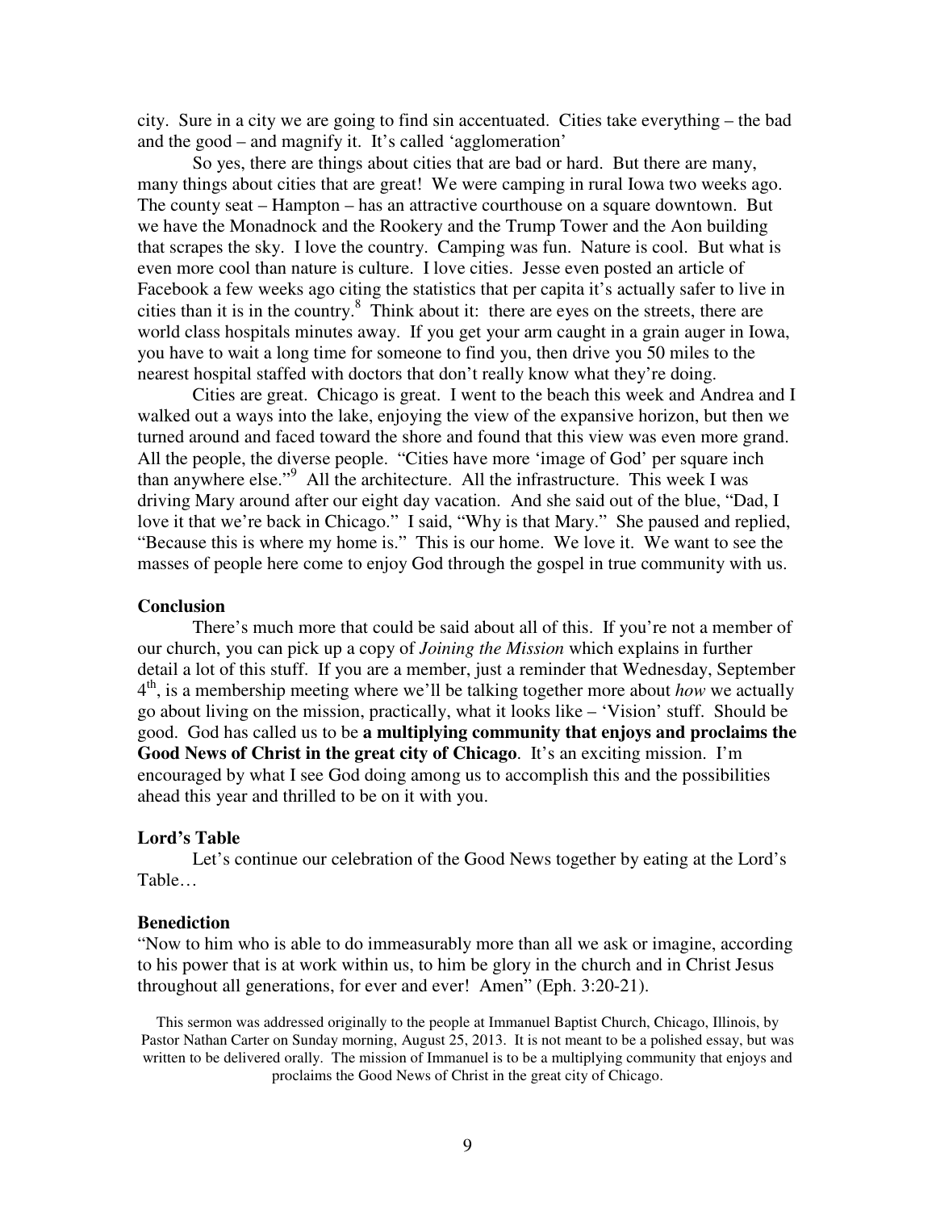city. Sure in a city we are going to find sin accentuated. Cities take everything – the bad and the good – and magnify it. It's called 'agglomeration'

So yes, there are things about cities that are bad or hard. But there are many, many things about cities that are great! We were camping in rural Iowa two weeks ago. The county seat – Hampton – has an attractive courthouse on a square downtown. But we have the Monadnock and the Rookery and the Trump Tower and the Aon building that scrapes the sky. I love the country. Camping was fun. Nature is cool. But what is even more cool than nature is culture. I love cities. Jesse even posted an article of Facebook a few weeks ago citing the statistics that per capita it's actually safer to live in cities than it is in the country.[8] Think about it: there are eyes on the streets, there are world class hospitals minutes away. If you get your arm caught in a grain auger in Iowa, you have to wait a long time for someone to find you, then drive you 50 miles to the nearest hospital staffed with doctors that don't really know what they're doing.

Cities are great. Chicago is great. I went to the beach this week and Andrea and I walked out a ways into the lake, enjoying the view of the expansive horizon, but then we turned around and faced toward the shore and found that this view was even more grand. All the people, the diverse people. "Cities have more 'image of God' per square inch than anywhere else."[9] All the architecture. All the infrastructure. This week I was driving Mary around after our eight day vacation. And she said out of the blue, "Dad, I love it that we're back in Chicago." I said, "Why is that Mary." She paused and replied, "Because this is where my home is." This is our home. We love it. We want to see the masses of people here come to enjoy God through the gospel in true community with us.

**Conclusion**

There's much more that could be said about all of this. If you're not a member of our church, you can pick up a copy of *Joining the Mission* which explains in further detail a lot of this stuff. If you are a member, just a reminder that Wednesday, September 4th, is a membership meeting where we'll be talking together more about *how* we actually go about living on the mission, practically, what it looks like – 'Vision' stuff. Should be good. God has called us to be **a multiplying community that enjoys and proclaims the Good News of Christ in the great city of Chicago**. It's an exciting mission. I'm encouraged by what I see God doing among us to accomplish this and the possibilities ahead this year and thrilled to be on it with you.

**Lord's Table**

Let's continue our celebration of the Good News together by eating at the Lord's Table…

**Benediction**

"Now to him who is able to do immeasurably more than all we ask or imagine, according to his power that is at work within us, to him be glory in the church and in Christ Jesus throughout all generations, for ever and ever! Amen" (Eph. 3:20-21).

This sermon was addressed originally to the people at Immanuel Baptist Church, Chicago, Illinois, by Pastor Nathan Carter on Sunday morning, August 25, 2013. It is not meant to be a polished essay, but was written to be delivered orally. The mission of Immanuel is to be a multiplying community that enjoys and proclaims the Good News of Christ in the great city of Chicago.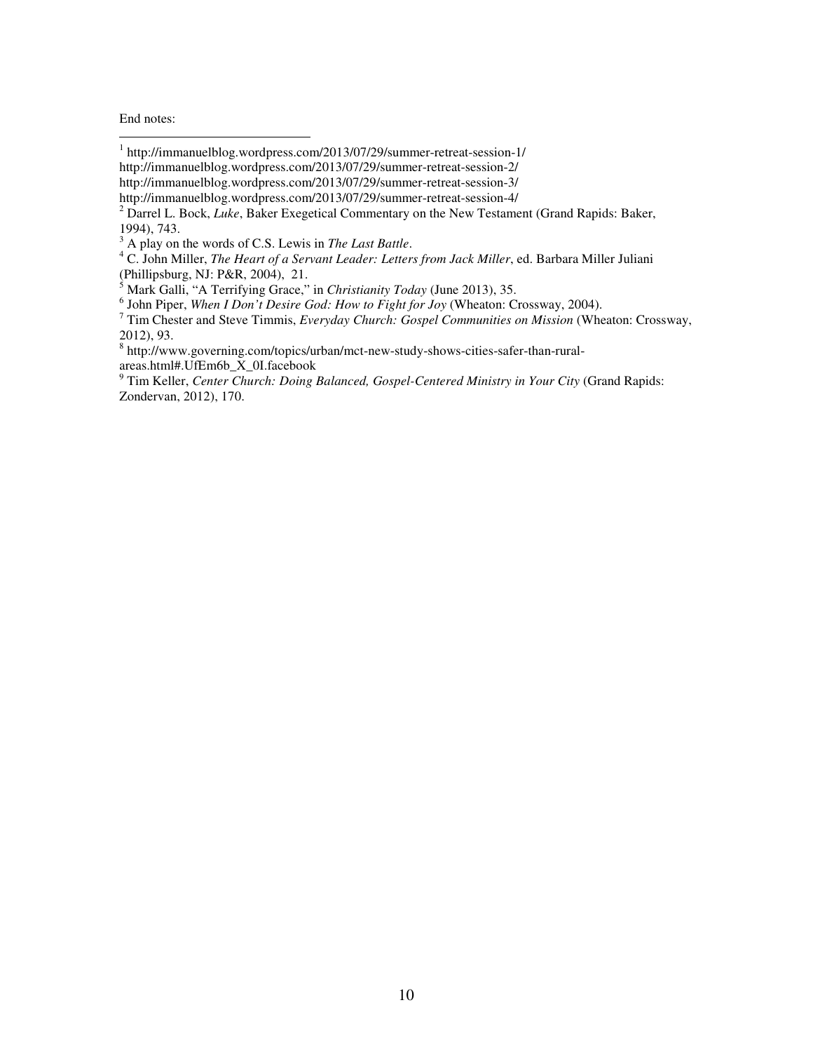End notes:

[1] http://immanuelblog.wordpress.com/2013/07/29/summer-retreat-session-1/
http://immanuelblog.wordpress.com/2013/07/29/summer-retreat-session-2/
http://immanuelblog.wordpress.com/2013/07/29/summer-retreat-session-3/
http://immanuelblog.wordpress.com/2013/07/29/summer-retreat-session-4/

[2] Darrel L. Bock, *Luke*, Baker Exegetical Commentary on the New Testament (Grand Rapids: Baker, 1994), 743.

[3] A play on the words of C.S. Lewis in *The Last Battle*.

[4] C. John Miller, *The Heart of a Servant Leader: Letters from Jack Miller*, ed. Barbara Miller Juliani (Phillipsburg, NJ: P&R, 2004), 21.

[5] Mark Galli, "A Terrifying Grace," in *Christianity Today* (June 2013), 35.

[6] John Piper, *When I Don't Desire God: How to Fight for Joy* (Wheaton: Crossway, 2004).

[7] Tim Chester and Steve Timmis, *Everyday Church: Gospel Communities on Mission* (Wheaton: Crossway, 2012), 93.

[8] http://www.governing.com/topics/urban/mct-new-study-shows-cities-safer-than-rural-areas.html#.UfEm6b_X_0I.facebook

[9] Tim Keller, *Center Church: Doing Balanced, Gospel-Centered Ministry in Your City* (Grand Rapids: Zondervan, 2012), 170.